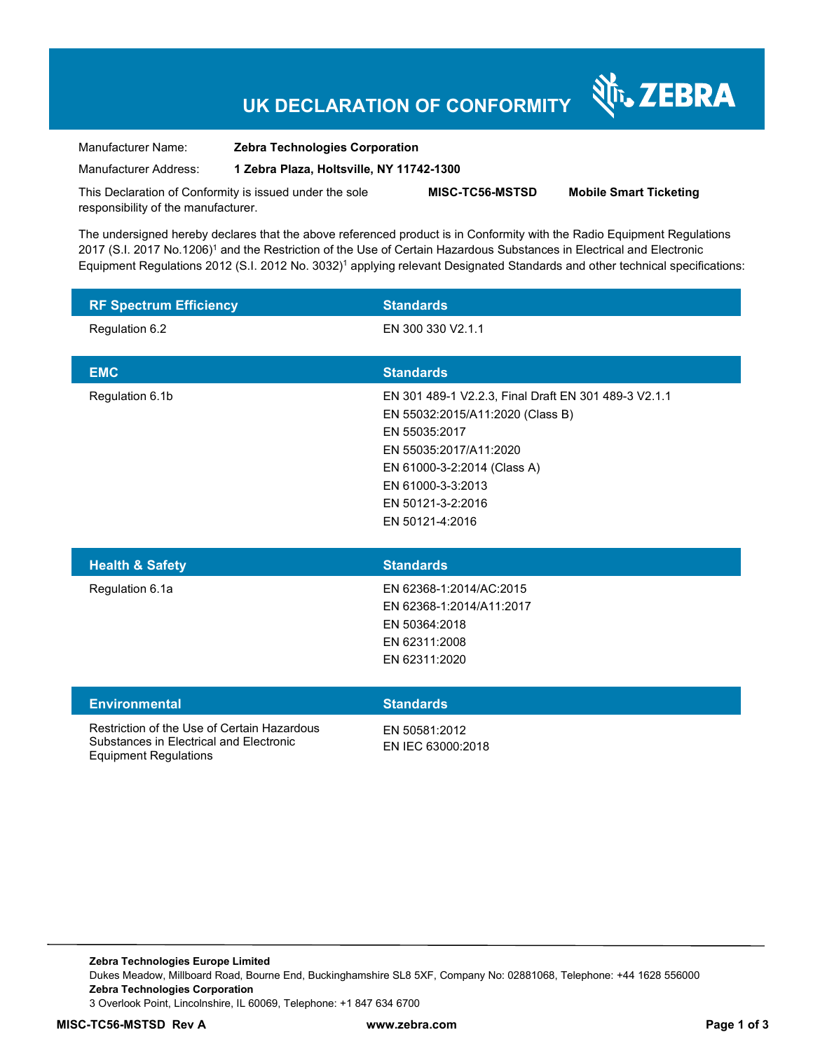# UK DECLARATION OF CONFORMITY

ZEBRA

Manufacturer Name: **Zebra Technologies Corporation**

Manufacturer Address: **1 Zebra Plaza, Holtsville, NY 11742-1300**

This Declaration of Conformity is issued under the sole responsibility of the manufacturer.

**MISC-TC56-MSTSD** **Mobile Smart Ticketing**

The undersigned hereby declares that the above referenced product is in Conformity with the Radio Equipment Regulations 2017 (S.I. 2017 No.1206)[1] and the Restriction of the Use of Certain Hazardous Substances in Electrical and Electronic Equipment Regulations 2012 (S.I. 2012 No. 3032)[1] applying relevant Designated Standards and other technical specifications:

| RF Spectrum Efficiency | Standards |
|---|---|
| Regulation 6.2 | EN 300 330 V2.1.1 |

| EMC | Standards |
|---|---|
| Regulation 6.1b | EN 301 489-1 V2.2.3, Final Draft EN 301 489-3 V2.1.1<br>EN 55032:2015/A11:2020 (Class B)<br>EN 55035:2017<br>EN 55035:2017/A11:2020<br>EN 61000-3-2:2014 (Class A)<br>EN 61000-3-3:2013<br>EN 50121-3-2:2016<br>EN 50121-4:2016 |

| Health & Safety | Standards |
|---|---|
| Regulation 6.1a | EN 62368-1:2014/AC:2015<br>EN 62368-1:2014/A11:2017<br>EN 50364:2018<br>EN 62311:2008<br>EN 62311:2020 |

| Environmental | Standards |
|---|---|
| Restriction of the Use of Certain Hazardous Substances in Electrical and Electronic Equipment Regulations | EN 50581:2012<br>EN IEC 63000:2018 |

**Zebra Technologies Europe Limited**
Dukes Meadow, Millboard Road, Bourne End, Buckinghamshire SL8 5XF, Company No: 02881068, Telephone: +44 1628 556000
**Zebra Technologies Corporation**
3 Overlook Point, Lincolnshire, IL 60069, Telephone: +1 847 634 6700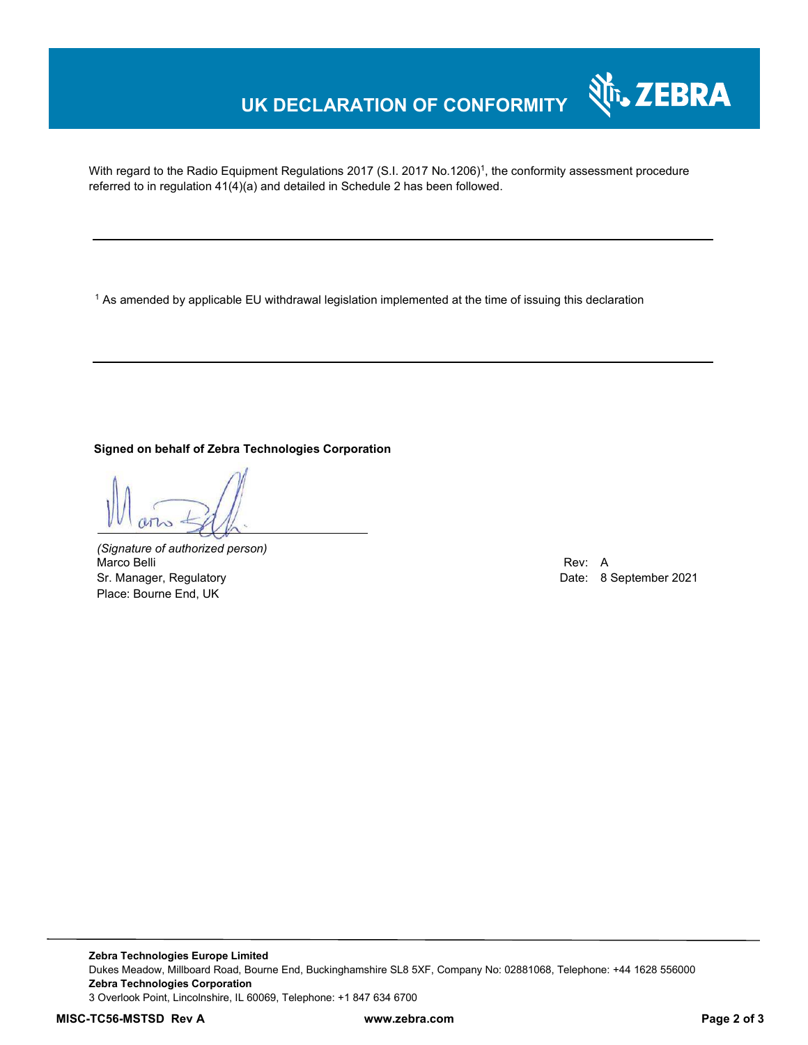# UK DECLARATION OF CONFORMITY

With regard to the Radio Equipment Regulations 2017 (S.I. 2017 No.1206)[1], the conformity assessment procedure referred to in regulation 41(4)(a) and detailed in Schedule 2 has been followed.

---

[1] As amended by applicable EU withdrawal legislation implemented at the time of issuing this declaration

---

**Signed on behalf of Zebra Technologies Corporation**

*(Signature of authorized person)*
Marco Belli
Sr. Manager, Regulatory
Place: Bourne End, UK

Rev: A
Date: 8 September 2021

---

**Zebra Technologies Europe Limited**
Dukes Meadow, Millboard Road, Bourne End, Buckinghamshire SL8 5XF, Company No: 02881068, Telephone: +44 1628 556000
**Zebra Technologies Corporation**
3 Overlook Point, Lincolnshire, IL 60069, Telephone: +1 847 634 6700

**MISC-TC56-MSTSD Rev A** **www.zebra.com**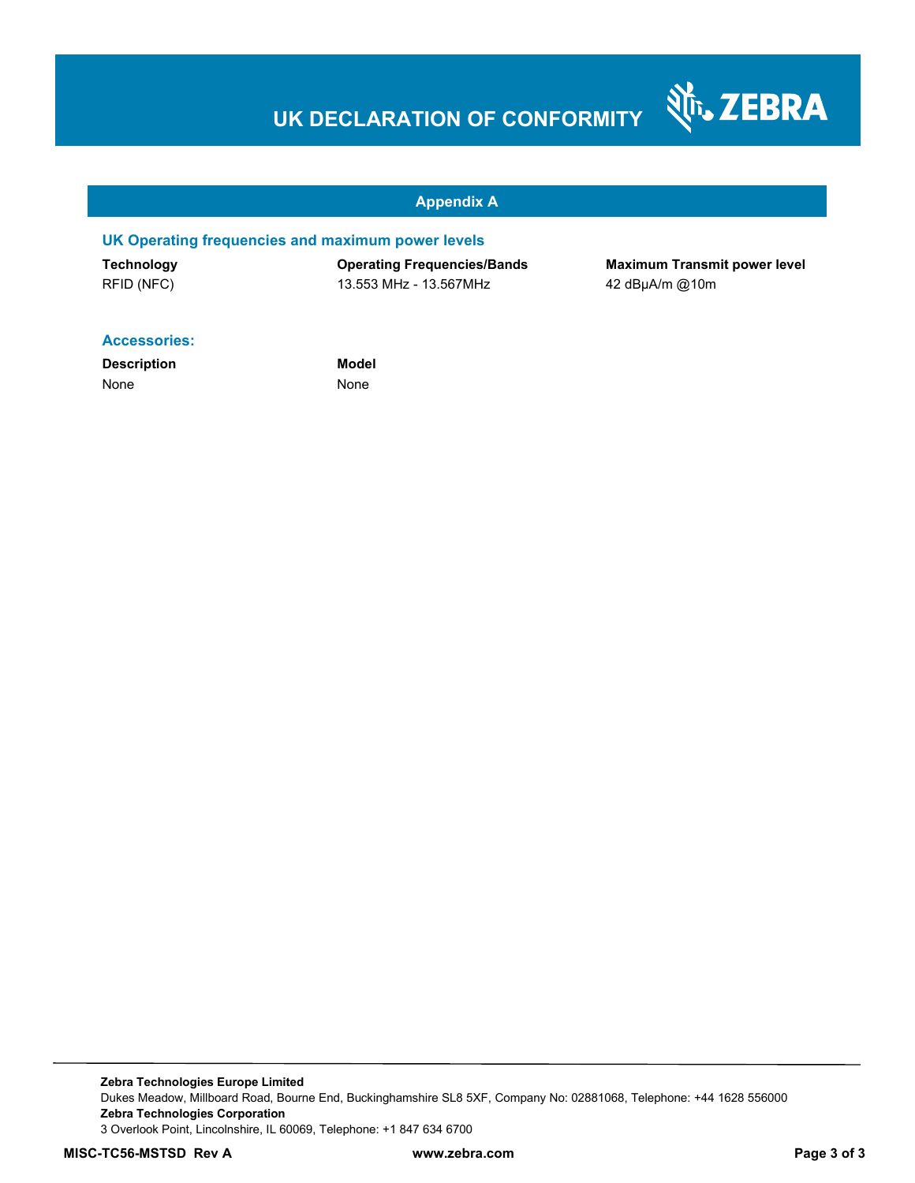# UK DECLARATION OF CONFORMITY

## Appendix A

### UK Operating frequencies and maximum power levels

| Technology | Operating Frequencies/Bands | Maximum Transmit power level |
|---|---|---|
| RFID (NFC) | 13.553 MHz - 13.567MHz | 42 dBµA/m @10m |

### Accessories:

| Description | Model |
|---|---|
| None | None |

**Zebra Technologies Europe Limited**
Dukes Meadow, Millboard Road, Bourne End, Buckinghamshire SL8 5XF, Company No: 02881068, Telephone: +44 1628 556000
**Zebra Technologies Corporation**
3 Overlook Point, Lincolnshire, IL 60069, Telephone: +1 847 634 6700

**MISC-TC56-MSTSD Rev A** **www.zebra.com**